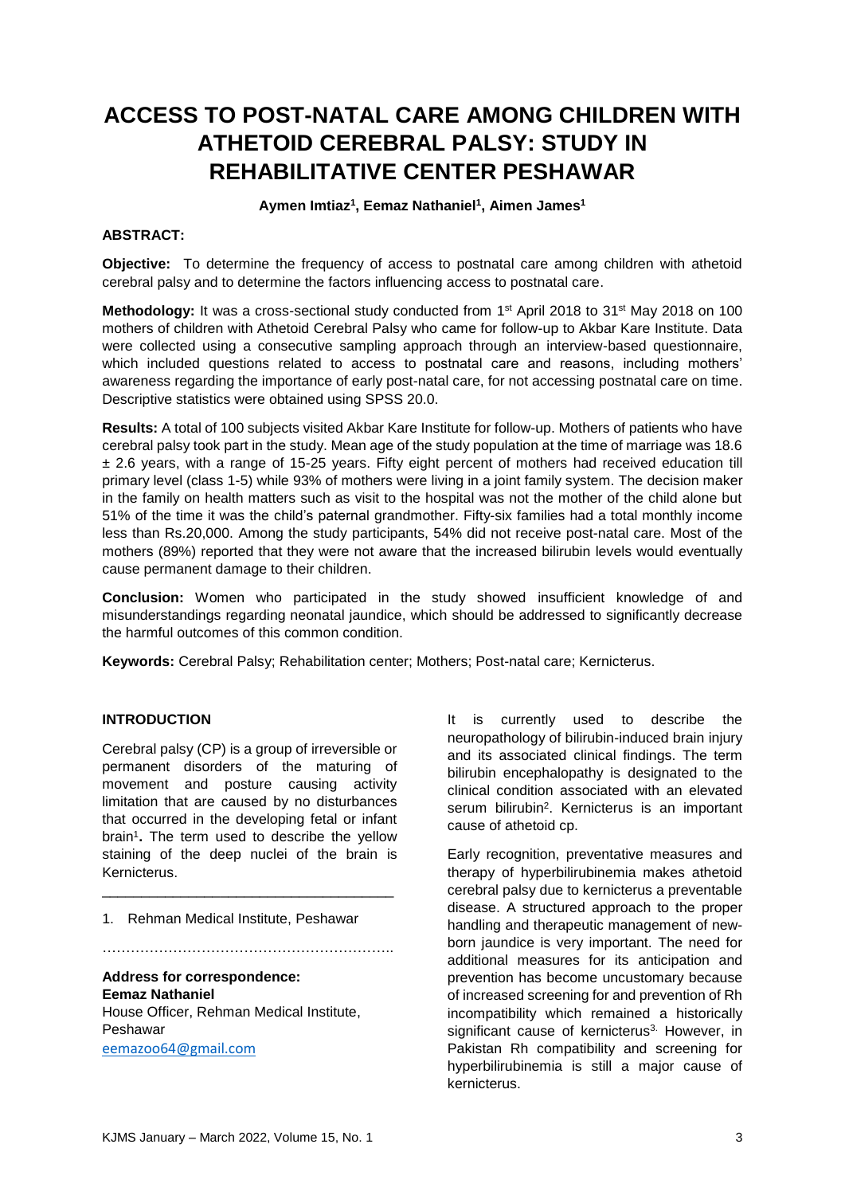# ACCESS TO POST-NATAL CARE AMONG CHILDREN WITH ATHETOID CEREBRAL PALSY: STUDY IN REHABILITATIVE CENTER PESHAWAR

**Aymen Imtiaz[1], Eemaz Nathaniel[1], Aimen James[1]**

### ABSTRACT:

**Objective:** To determine the frequency of access to postnatal care among children with athetoid cerebral palsy and to determine the factors influencing access to postnatal care.

**Methodology:** It was a cross-sectional study conducted from 1st April 2018 to 31st May 2018 on 100 mothers of children with Athetoid Cerebral Palsy who came for follow-up to Akbar Kare Institute. Data were collected using a consecutive sampling approach through an interview-based questionnaire, which included questions related to access to postnatal care and reasons, including mothers' awareness regarding the importance of early post-natal care, for not accessing postnatal care on time. Descriptive statistics were obtained using SPSS 20.0.

**Results:** A total of 100 subjects visited Akbar Kare Institute for follow-up. Mothers of patients who have cerebral palsy took part in the study. Mean age of the study population at the time of marriage was 18.6 ± 2.6 years, with a range of 15-25 years. Fifty eight percent of mothers had received education till primary level (class 1-5) while 93% of mothers were living in a joint family system. The decision maker in the family on health matters such as visit to the hospital was not the mother of the child alone but 51% of the time it was the child's paternal grandmother. Fifty-six families had a total monthly income less than Rs.20,000. Among the study participants, 54% did not receive post-natal care. Most of the mothers (89%) reported that they were not aware that the increased bilirubin levels would eventually cause permanent damage to their children.

**Conclusion:** Women who participated in the study showed insufficient knowledge of and misunderstandings regarding neonatal jaundice, which should be addressed to significantly decrease the harmful outcomes of this common condition.

**Keywords:** Cerebral Palsy; Rehabilitation center; Mothers; Post-natal care; Kernicterus.

### INTRODUCTION

Cerebral palsy (CP) is a group of irreversible or permanent disorders of the maturing of movement and posture causing activity limitation that are caused by no disturbances that occurred in the developing fetal or infant brain[1]. The term used to describe the yellow staining of the deep nuclei of the brain is Kernicterus.

1. Rehman Medical Institute, Peshawar

**Address for correspondence:**
**Eemaz Nathaniel**
House Officer, Rehman Medical Institute, Peshawar
eemazoo64@gmail.com

It is currently used to describe the neuropathology of bilirubin-induced brain injury and its associated clinical findings. The term bilirubin encephalopathy is designated to the clinical condition associated with an elevated serum bilirubin[2]. Kernicterus is an important cause of athetoid cp.

Early recognition, preventative measures and therapy of hyperbilirubinemia makes athetoid cerebral palsy due to kernicterus a preventable disease. A structured approach to the proper handling and therapeutic management of new-born jaundice is very important. The need for additional measures for its anticipation and prevention has become uncustomary because of increased screening for and prevention of Rh incompatibility which remained a historically significant cause of kernicterus[3]. However, in Pakistan Rh compatibility and screening for hyperbilirubinemia is still a major cause of kernicterus.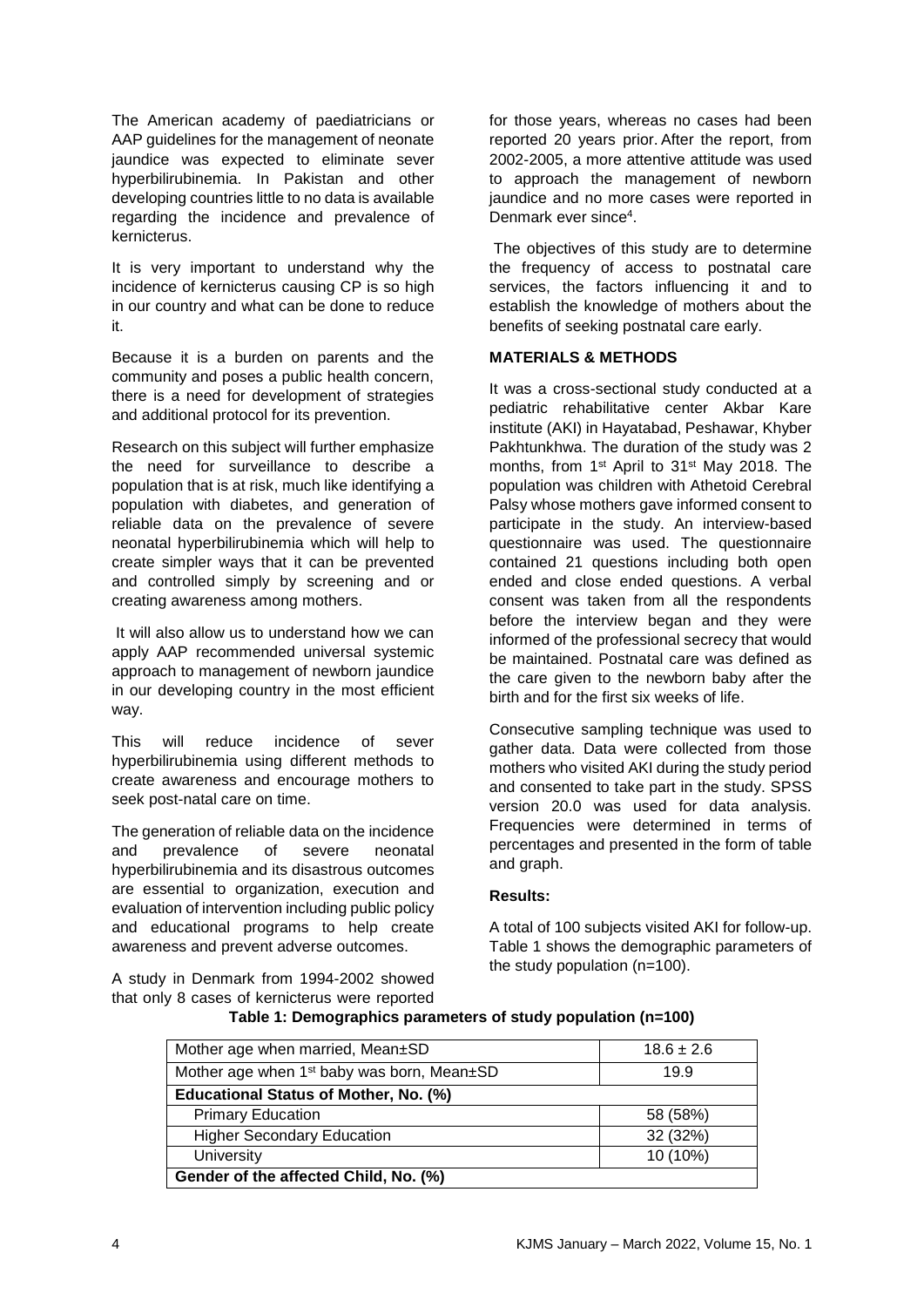The American academy of paediatricians or AAP guidelines for the management of neonate jaundice was expected to eliminate sever hyperbilirubinemia. In Pakistan and other developing countries little to no data is available regarding the incidence and prevalence of kernicterus.

It is very important to understand why the incidence of kernicterus causing CP is so high in our country and what can be done to reduce it.

Because it is a burden on parents and the community and poses a public health concern, there is a need for development of strategies and additional protocol for its prevention.

Research on this subject will further emphasize the need for surveillance to describe a population that is at risk, much like identifying a population with diabetes, and generation of reliable data on the prevalence of severe neonatal hyperbilirubinemia which will help to create simpler ways that it can be prevented and controlled simply by screening and or creating awareness among mothers.

It will also allow us to understand how we can apply AAP recommended universal systemic approach to management of newborn jaundice in our developing country in the most efficient way.

This will reduce incidence of sever hyperbilirubinemia using different methods to create awareness and encourage mothers to seek post-natal care on time.

The generation of reliable data on the incidence and prevalence of severe neonatal hyperbilirubinemia and its disastrous outcomes are essential to organization, execution and evaluation of intervention including public policy and educational programs to help create awareness and prevent adverse outcomes.

A study in Denmark from 1994-2002 showed that only 8 cases of kernicterus were reported for those years, whereas no cases had been reported 20 years prior. After the report, from 2002-2005, a more attentive attitude was used to approach the management of newborn jaundice and no more cases were reported in Denmark ever since[4].

The objectives of this study are to determine the frequency of access to postnatal care services, the factors influencing it and to establish the knowledge of mothers about the benefits of seeking postnatal care early.

## MATERIALS & METHODS

It was a cross-sectional study conducted at a pediatric rehabilitative center Akbar Kare institute (AKI) in Hayatabad, Peshawar, Khyber Pakhtunkhwa. The duration of the study was 2 months, from 1st April to 31st May 2018. The population was children with Athetoid Cerebral Palsy whose mothers gave informed consent to participate in the study. An interview-based questionnaire was used. The questionnaire contained 21 questions including both open ended and close ended questions. A verbal consent was taken from all the respondents before the interview began and they were informed of the professional secrecy that would be maintained. Postnatal care was defined as the care given to the newborn baby after the birth and for the first six weeks of life.

Consecutive sampling technique was used to gather data. Data were collected from those mothers who visited AKI during the study period and consented to take part in the study. SPSS version 20.0 was used for data analysis. Frequencies were determined in terms of percentages and presented in the form of table and graph.

### Results:

A total of 100 subjects visited AKI for follow-up. Table 1 shows the demographic parameters of the study population (n=100).

**Table 1: Demographics parameters of study population (n=100)**

| Mother age when married, Mean±SD | 18.6 ± 2.6 |
|---|---|
| Mother age when 1st baby was born, Mean±SD | 19.9 |
| **Educational Status of Mother, No. (%)** | |
| Primary Education | 58 (58%) |
| Higher Secondary Education | 32 (32%) |
| University | 10 (10%) |
| **Gender of the affected Child, No. (%)** | |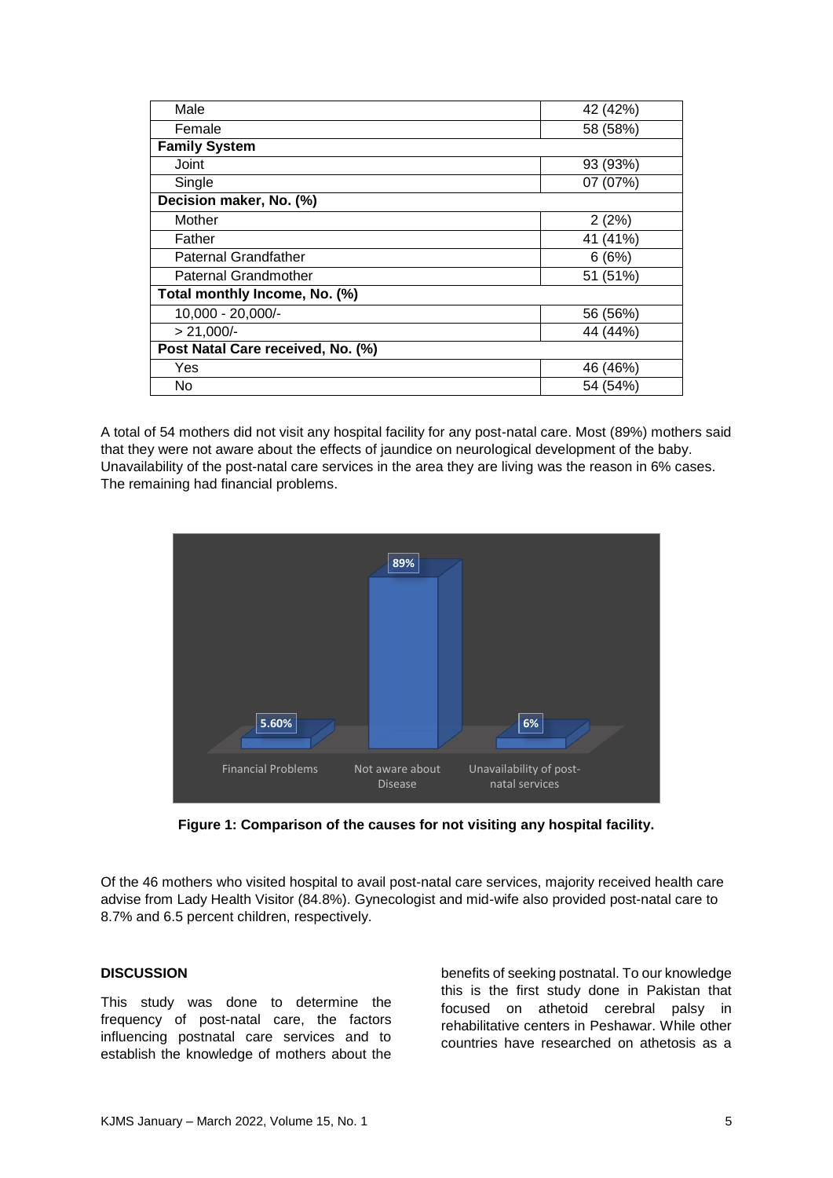| | |
|---|---|
| Male | 42 (42%) |
| Female | 58 (58%) |
| **Family System** | |
| Joint | 93 (93%) |
| Single | 07 (07%) |
| **Decision maker, No. (%)** | |
| Mother | 2 (2%) |
| Father | 41 (41%) |
| Paternal Grandfather | 6 (6%) |
| Paternal Grandmother | 51 (51%) |
| **Total monthly Income, No. (%)** | |
| 10,000 - 20,000/- | 56 (56%) |
| > 21,000/- | 44 (44%) |
| **Post Natal Care received, No. (%)** | |
| Yes | 46 (46%) |
| No | 54 (54%) |

A total of 54 mothers did not visit any hospital facility for any post-natal care. Most (89%) mothers said that they were not aware about the effects of jaundice on neurological development of the baby. Unavailability of the post-natal care services in the area they are living was the reason in 6% cases. The remaining had financial problems.

| Cause | Percentage |
|---|---|
| Financial Problems | 5.60% |
| Not aware about Disease | 89% |
| Unavailability of post-natal services | 6% |

**Figure 1: Comparison of the causes for not visiting any hospital facility.**

Of the 46 mothers who visited hospital to avail post-natal care services, majority received health care advise from Lady Health Visitor (84.8%). Gynecologist and mid-wife also provided post-natal care to 8.7% and 6.5 percent children, respectively.

## DISCUSSION

This study was done to determine the frequency of post-natal care, the factors influencing postnatal care services and to establish the knowledge of mothers about the benefits of seeking postnatal. To our knowledge this is the first study done in Pakistan that focused on athetoid cerebral palsy in rehabilitative centers in Peshawar. While other countries have researched on athetosis as a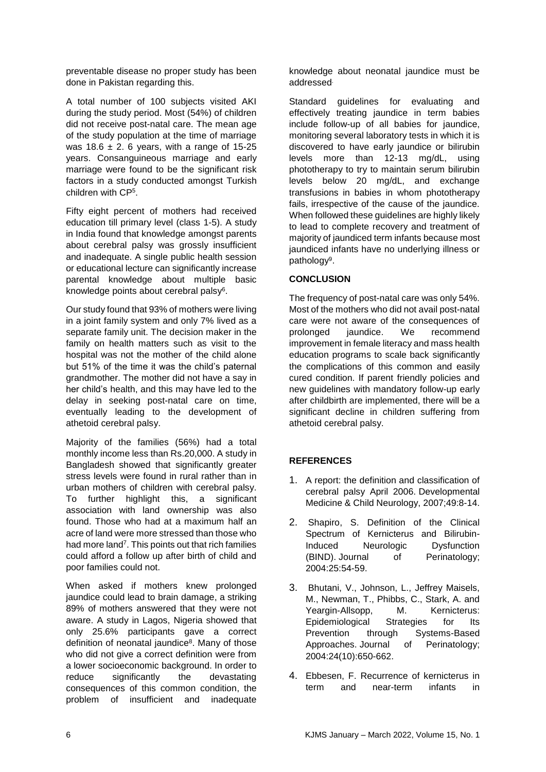preventable disease no proper study has been done in Pakistan regarding this.

A total number of 100 subjects visited AKI during the study period. Most (54%) of children did not receive post-natal care. The mean age of the study population at the time of marriage was $18.6 \pm 2.6$ years, with a range of 15-25 years. Consanguineous marriage and early marriage were found to be the significant risk factors in a study conducted amongst Turkish children with CP[5].

Fifty eight percent of mothers had received education till primary level (class 1-5). A study in India found that knowledge amongst parents about cerebral palsy was grossly insufficient and inadequate. A single public health session or educational lecture can significantly increase parental knowledge about multiple basic knowledge points about cerebral palsy[6].

Our study found that 93% of mothers were living in a joint family system and only 7% lived as a separate family unit. The decision maker in the family on health matters such as visit to the hospital was not the mother of the child alone but 51% of the time it was the child's paternal grandmother. The mother did not have a say in her child's health, and this may have led to the delay in seeking post-natal care on time, eventually leading to the development of athetoid cerebral palsy.

Majority of the families (56%) had a total monthly income less than Rs.20,000. A study in Bangladesh showed that significantly greater stress levels were found in rural rather than in urban mothers of children with cerebral palsy. To further highlight this, a significant association with land ownership was also found. Those who had at a maximum half an acre of land were more stressed than those who had more land[7]. This points out that rich families could afford a follow up after birth of child and poor families could not.

When asked if mothers knew prolonged jaundice could lead to brain damage, a striking 89% of mothers answered that they were not aware. A study in Lagos, Nigeria showed that only 25.6% participants gave a correct definition of neonatal jaundice[8]. Many of those who did not give a correct definition were from a lower socioeconomic background. In order to reduce significantly the devastating consequences of this common condition, the problem of insufficient and inadequate knowledge about neonatal jaundice must be addressed.

Standard guidelines for evaluating and effectively treating jaundice in term babies include follow-up of all babies for jaundice, monitoring several laboratory tests in which it is discovered to have early jaundice or bilirubin levels more than 12-13 mg/dL, using phototherapy to try to maintain serum bilirubin levels below 20 mg/dL, and exchange transfusions in babies in whom phototherapy fails, irrespective of the cause of the jaundice. When followed these guidelines are highly likely to lead to complete recovery and treatment of majority of jaundiced term infants because most jaundiced infants have no underlying illness or pathology[9].

## CONCLUSION

The frequency of post-natal care was only 54%. Most of the mothers who did not avail post-natal care were not aware of the consequences of prolonged jaundice. We recommend improvement in female literacy and mass health education programs to scale back significantly the complications of this common and easily cured condition. If parent friendly policies and new guidelines with mandatory follow-up early after childbirth are implemented, there will be a significant decline in children suffering from athetoid cerebral palsy.

## REFERENCES

1. A report: the definition and classification of cerebral palsy April 2006. Developmental Medicine & Child Neurology, 2007;49:8-14.
2. Shapiro, S. Definition of the Clinical Spectrum of Kernicterus and Bilirubin-Induced Neurologic Dysfunction (BIND). Journal of Perinatology; 2004:25:54-59.
3. Bhutani, V., Johnson, L., Jeffrey Maisels, M., Newman, T., Phibbs, C., Stark, A. and Yeargin-Allsopp, M. Kernicterus: Epidemiological Strategies for Its Prevention through Systems-Based Approaches. Journal of Perinatology; 2004:24(10):650-662.
4. Ebbesen, F. Recurrence of kernicterus in term and near-term infants in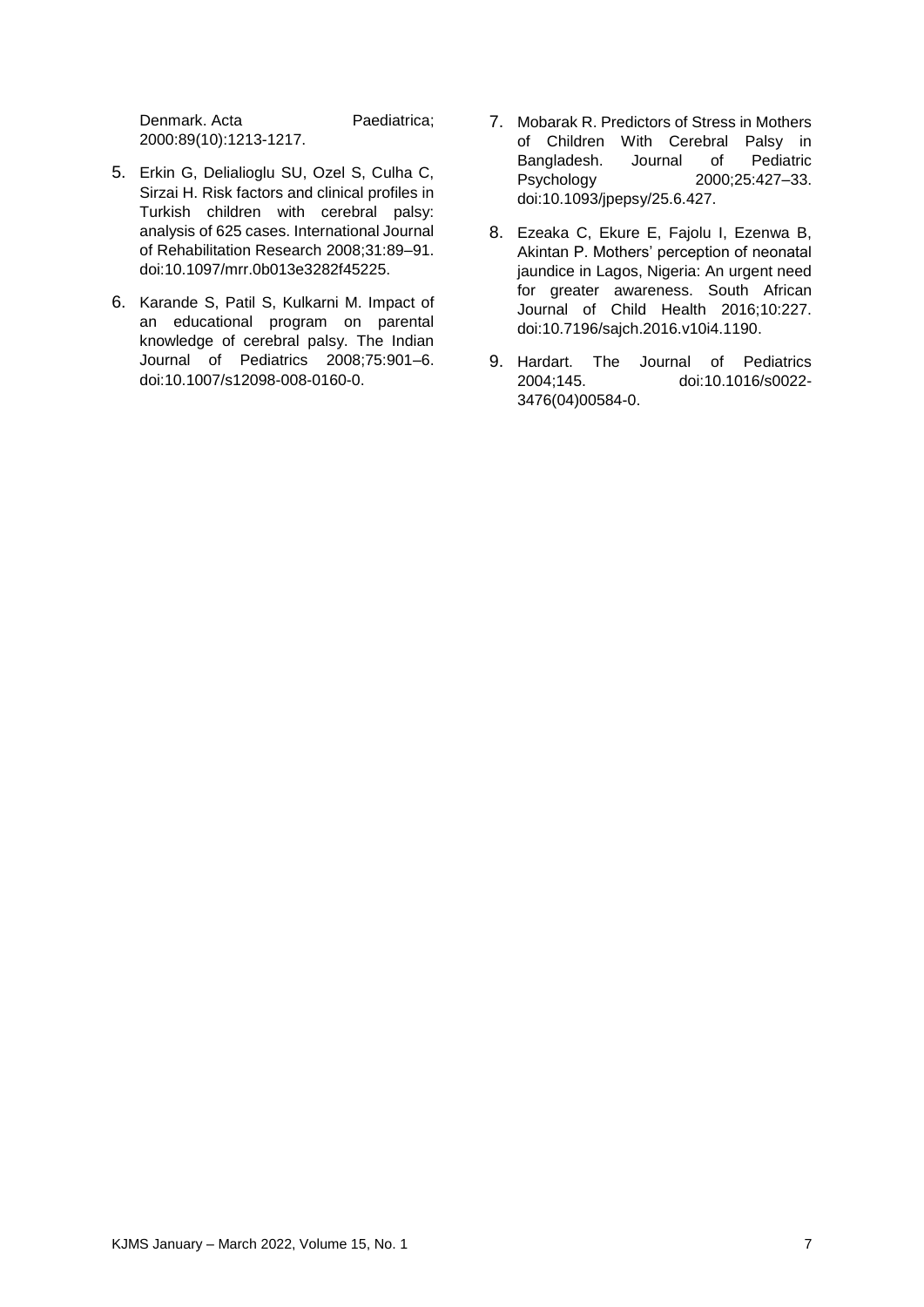Denmark. Acta Paediatrica; 2000:89(10):1213-1217.

5. Erkin G, Delialioglu SU, Ozel S, Culha C, Sirzai H. Risk factors and clinical profiles in Turkish children with cerebral palsy: analysis of 625 cases. International Journal of Rehabilitation Research 2008;31:89–91. doi:10.1097/mrr.0b013e3282f45225.

6. Karande S, Patil S, Kulkarni M. Impact of an educational program on parental knowledge of cerebral palsy. The Indian Journal of Pediatrics 2008;75:901–6. doi:10.1007/s12098-008-0160-0.

7. Mobarak R. Predictors of Stress in Mothers of Children With Cerebral Palsy in Bangladesh. Journal of Pediatric Psychology 2000;25:427–33. doi:10.1093/jpepsy/25.6.427.

8. Ezeaka C, Ekure E, Fajolu I, Ezenwa B, Akintan P. Mothers' perception of neonatal jaundice in Lagos, Nigeria: An urgent need for greater awareness. South African Journal of Child Health 2016;10:227. doi:10.7196/sajch.2016.v10i4.1190.

9. Hardart. The Journal of Pediatrics 2004;145. doi:10.1016/s0022-3476(04)00584-0.